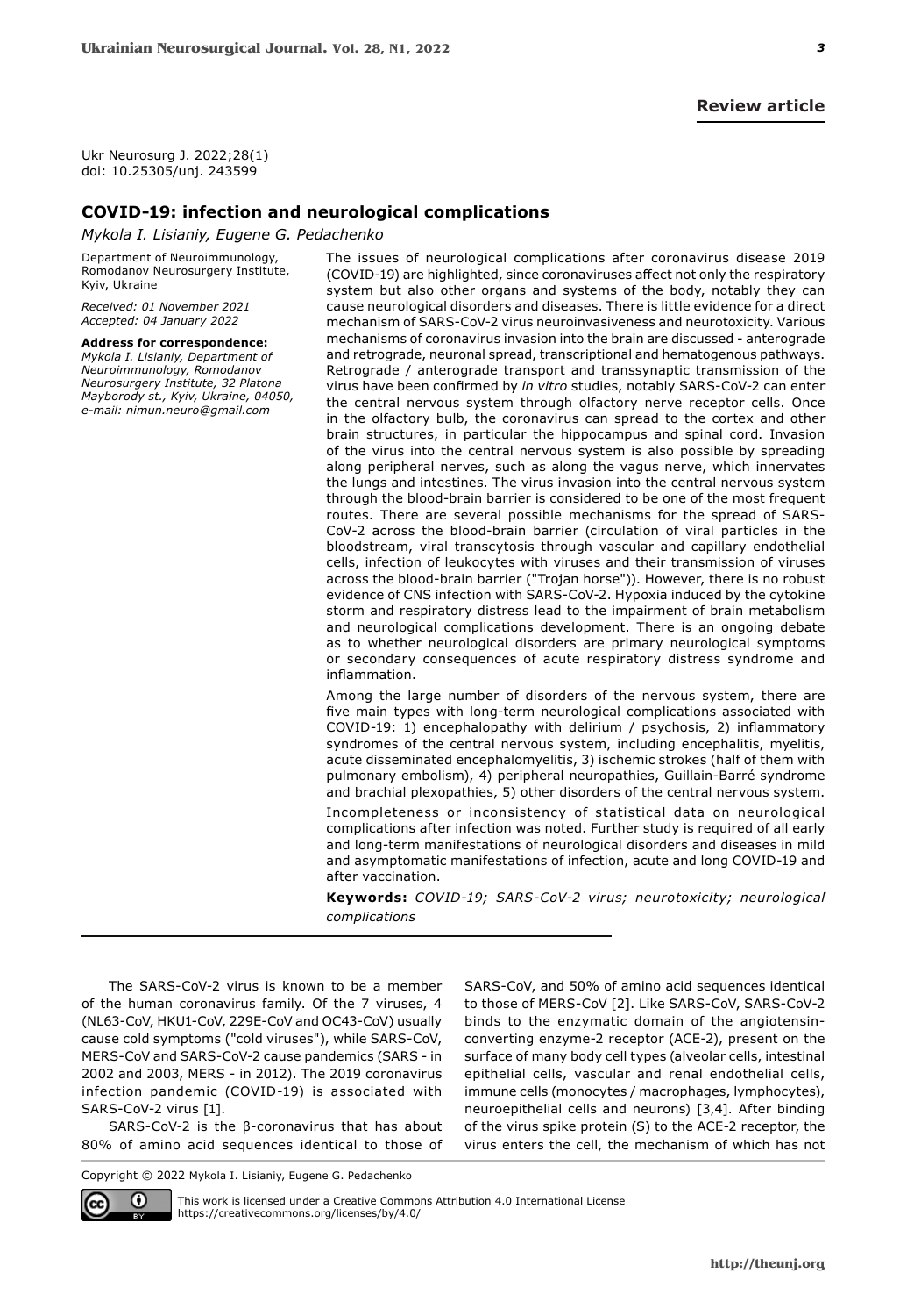Review article

Ukr Neurosurg J. 2022;28(1)
doi: 10.25305/unj. 243599

## COVID-19: infection and neurological complications

*Mykola I. Lisianiy, Eugene G. Pedachenko*

Department of Neuroimmunology, Romodanov Neurosurgery Institute, Kyiv, Ukraine

*Received: 01 November 2021*
*Accepted: 04 January 2022*

**Address for correspondence:**
*Mykola I. Lisianiy, Department of Neuroimmunology, Romodanov Neurosurgery Institute, 32 Platona Mayborody st., Kyiv, Ukraine, 04050, e-mail: nimun.neuro@gmail.com*

The issues of neurological complications after coronavirus disease 2019 (COVID-19) are highlighted, since coronaviruses affect not only the respiratory system but also other organs and systems of the body, notably they can cause neurological disorders and diseases. There is little evidence for a direct mechanism of SARS-CoV-2 virus neuroinvasiveness and neurotoxicity. Various mechanisms of coronavirus invasion into the brain are discussed - anterograde and retrograde, neuronal spread, transcriptional and hematogenous pathways. Retrograde / anterograde transport and transsynaptic transmission of the virus have been confirmed by *in vitro* studies, notably SARS-CoV-2 can enter the central nervous system through olfactory nerve receptor cells. Once in the olfactory bulb, the coronavirus can spread to the cortex and other brain structures, in particular the hippocampus and spinal cord. Invasion of the virus into the central nervous system is also possible by spreading along peripheral nerves, such as along the vagus nerve, which innervates the lungs and intestines. The virus invasion into the central nervous system through the blood-brain barrier is considered to be one of the most frequent routes. There are several possible mechanisms for the spread of SARS-CoV-2 across the blood-brain barrier (circulation of viral particles in the bloodstream, viral transcytosis through vascular and capillary endothelial cells, infection of leukocytes with viruses and their transmission of viruses across the blood-brain barrier ("Trojan horse")). However, there is no robust evidence of CNS infection with SARS-CoV-2. Hypoxia induced by the cytokine storm and respiratory distress lead to the impairment of brain metabolism and neurological complications development. There is an ongoing debate as to whether neurological disorders are primary neurological symptoms or secondary consequences of acute respiratory distress syndrome and inflammation.

Among the large number of disorders of the nervous system, there are five main types with long-term neurological complications associated with COVID-19: 1) encephalopathy with delirium / psychosis, 2) inflammatory syndromes of the central nervous system, including encephalitis, myelitis, acute disseminated encephalomyelitis, 3) ischemic strokes (half of them with pulmonary embolism), 4) peripheral neuropathies, Guillain-Barré syndrome and brachial plexopathies, 5) other disorders of the central nervous system.

Incompleteness or inconsistency of statistical data on neurological complications after infection was noted. Further study is required of all early and long-term manifestations of neurological disorders and diseases in mild and asymptomatic manifestations of infection, acute and long COVID-19 and after vaccination.

**Keywords:** *COVID-19; SARS-CoV-2 virus; neurotoxicity; neurological complications*

The SARS-CoV-2 virus is known to be a member of the human coronavirus family. Of the 7 viruses, 4 (NL63-CoV, HKU1-CoV, 229E-CoV and OC43-CoV) usually cause cold symptoms ("cold viruses"), while SARS-CoV, MERS-CoV and SARS-CoV-2 cause pandemics (SARS - in 2002 and 2003, MERS - in 2012). The 2019 coronavirus infection pandemic (COVID-19) is associated with SARS-CoV-2 virus [1].

SARS-CoV-2 is the β-coronavirus that has about 80% of amino acid sequences identical to those of SARS-CoV, and 50% of amino acid sequences identical to those of MERS-CoV [2]. Like SARS-CoV, SARS-CoV-2 binds to the enzymatic domain of the angiotensin-converting enzyme-2 receptor (ACE-2), present on the surface of many body cell types (alveolar cells, intestinal epithelial cells, vascular and renal endothelial cells, immune cells (monocytes / macrophages, lymphocytes), neuroepithelial cells and neurons) [3,4]. After binding of the virus spike protein (S) to the ACE-2 receptor, the virus enters the cell, the mechanism of which has not

Copyright © 2022 Mykola I. Lisianiy, Eugene G. Pedachenko

This work is licensed under a Creative Commons Attribution 4.0 International License
https://creativecommons.org/licenses/by/4.0/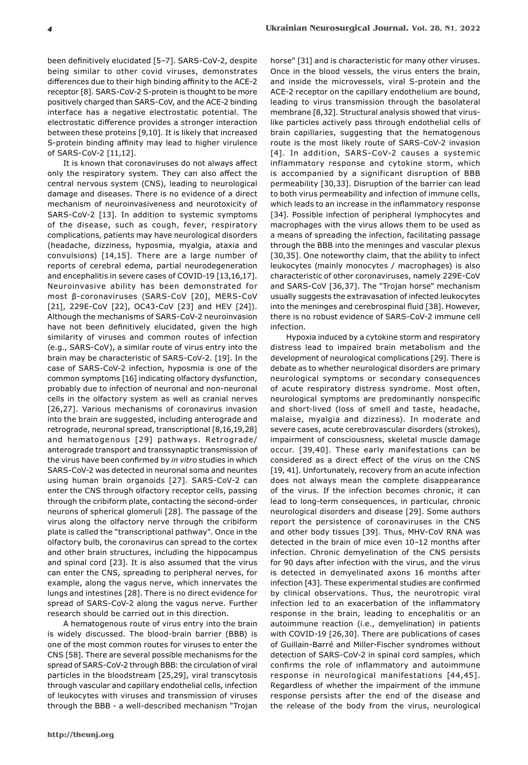been definitively elucidated [5–7]. SARS-CoV-2, despite being similar to other covid viruses, demonstrates differences due to their high binding affinity to the ACE-2 receptor [8]. SARS-CoV-2 S-protein is thought to be more positively charged than SARS-CoV, and the ACE-2 binding interface has a negative electrostatic potential. The electrostatic difference provides a stronger interaction between these proteins [9,10]. It is likely that increased S-protein binding affinity may lead to higher virulence of SARS-CoV-2 [11,12].

It is known that coronaviruses do not always affect only the respiratory system. They can also affect the central nervous system (CNS), leading to neurological damage and diseases. There is no evidence of a direct mechanism of neuroinvasiveness and neurotoxicity of SARS-CoV-2 [13]. In addition to systemic symptoms of the disease, such as cough, fever, respiratory complications, patients may have neurological disorders (headache, dizziness, hyposmia, myalgia, ataxia and convulsions) [14,15]. There are a large number of reports of cerebral edema, partial neurodegeneration and encephalitis in severe cases of COVID-19 [13,16,17]. Neuroinvasive ability has been demonstrated for most β-coronaviruses (SARS-CoV [20], MERS-CoV [21], 229E-CoV [22], OC43-CoV [23] and HEV [24]). Although the mechanisms of SARS-CoV-2 neuroinvasion have not been definitively elucidated, given the high similarity of viruses and common routes of infection (e.g., SARS-CoV), a similar route of virus entry into the brain may be characteristic of SARS-CoV-2. [19]. In the case of SARS-CoV-2 infection, hyposmia is one of the common symptoms [16] indicating olfactory dysfunction, probably due to infection of neuronal and non-neuronal cells in the olfactory system as well as cranial nerves [26,27]. Various mechanisms of coronavirus invasion into the brain are suggested, including anterograde and retrograde, neuronal spread, transcriptional [8,16,19,28] and hematogenous [29] pathways. Retrograde/anterograde transport and transsynaptic transmission of the virus have been confirmed by *in vitro* studies in which SARS-CoV-2 was detected in neuronal soma and neurites using human brain organoids [27]. SARS-CoV-2 can enter the CNS through olfactory receptor cells, passing through the cribiform plate, contacting the second-order neurons of spherical glomeruli [28]. The passage of the virus along the olfactory nerve through the cribiform plate is called the "transcriptional pathway". Once in the olfactory bulb, the coronavirus can spread to the cortex and other brain structures, including the hippocampus and spinal cord [23]. It is also assumed that the virus can enter the CNS, spreading to peripheral nerves, for example, along the vagus nerve, which innervates the lungs and intestines [28]. There is no direct evidence for spread of SARS-CoV-2 along the vagus nerve. Further research should be carried out in this direction.

A hematogenous route of virus entry into the brain is widely discussed. The blood-brain barrier (BBB) is one of the most common routes for viruses to enter the CNS [58]. There are several possible mechanisms for the spread of SARS-CoV-2 through BBB: the circulation of viral particles in the bloodstream [25,29], viral transcytosis through vascular and capillary endothelial cells, infection of leukocytes with viruses and transmission of viruses through the BBB - a well-described mechanism "Trojan horse" [31] and is characteristic for many other viruses. Once in the blood vessels, the virus enters the brain, and inside the microvessels, viral S-protein and the ACE-2 receptor on the capillary endothelium are bound, leading to virus transmission through the basolateral membrane [8,32]. Structural analysis showed that virus-like particles actively pass through endothelial cells of brain capillaries, suggesting that the hematogenous route is the most likely route of SARS-CoV-2 invasion [4]. In addition, SARS-CoV-2 causes a systemic inflammatory response and cytokine storm, which is accompanied by a significant disruption of BBB permeability [30,33]. Disruption of the barrier can lead to both virus permeability and infection of immune cells, which leads to an increase in the inflammatory response [34]. Possible infection of peripheral lymphocytes and macrophages with the virus allows them to be used as a means of spreading the infection, facilitating passage through the BBB into the meninges and vascular plexus [30,35]. One noteworthy claim, that the ability to infect leukocytes (mainly monocytes / macrophages) is also characteristic of other coronaviruses, namely 229E-CoV and SARS-CoV [36,37]. The "Trojan horse" mechanism usually suggests the extravasation of infected leukocytes into the meninges and cerebrospinal fluid [38]. However, there is no robust evidence of SARS-CoV-2 immune cell infection.

Hypoxia induced by a cytokine storm and respiratory distress lead to impaired brain metabolism and the development of neurological complications [29]. There is debate as to whether neurological disorders are primary neurological symptoms or secondary consequences of acute respiratory distress syndrome. Most often, neurological symptoms are predominantly nonspecific and short-lived (loss of smell and taste, headache, malaise, myalgia and dizziness). In moderate and severe cases, acute cerebrovascular disorders (strokes), impairment of consciousness, skeletal muscle damage occur. [39,40]. These early manifestations can be considered as a direct effect of the virus on the CNS [19, 41]. Unfortunately, recovery from an acute infection does not always mean the complete disappearance of the virus. If the infection becomes chronic, it can lead to long-term consequences, in particular, chronic neurological disorders and disease [29]. Some authors report the persistence of coronaviruses in the CNS and other body tissues [39]. Thus, MHV-CoV RNA was detected in the brain of mice even 10–12 months after infection. Chronic demyelination of the CNS persists for 90 days after infection with the virus, and the virus is detected in demyelinated axons 16 months after infection [43]. These experimental studies are confirmed by clinical observations. Thus, the neurotropic viral infection led to an exacerbation of the inflammatory response in the brain, leading to encephalitis or an autoimmune reaction (i.e., demyelination) in patients with COVID-19 [26,30]. There are publications of cases of Guillain-Barré and Miller-Fischer syndromes without detection of SARS-CoV-2 in spinal cord samples, which confirms the role of inflammatory and autoimmune response in neurological manifestations [44,45]. Regardless of whether the impairment of the immune response persists after the end of the disease and the release of the body from the virus, neurological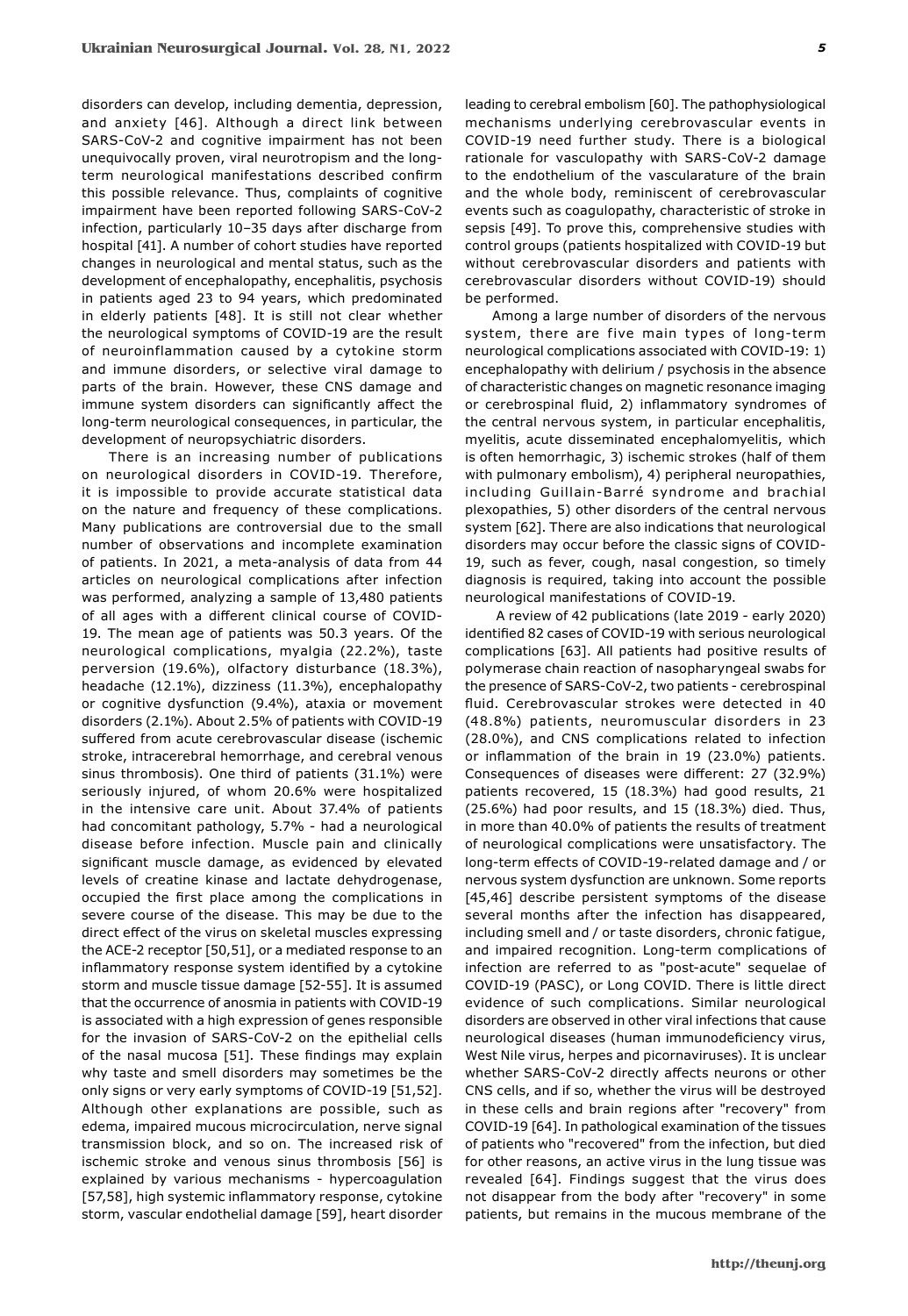disorders can develop, including dementia, depression, and anxiety [46]. Although a direct link between SARS-CoV-2 and cognitive impairment has not been unequivocally proven, viral neurotropism and the long-term neurological manifestations described confirm this possible relevance. Thus, complaints of cognitive impairment have been reported following SARS-CoV-2 infection, particularly 10–35 days after discharge from hospital [41]. A number of cohort studies have reported changes in neurological and mental status, such as the development of encephalopathy, encephalitis, psychosis in patients aged 23 to 94 years, which predominated in elderly patients [48]. It is still not clear whether the neurological symptoms of COVID-19 are the result of neuroinflammation caused by a cytokine storm and immune disorders, or selective viral damage to parts of the brain. However, these CNS damage and immune system disorders can significantly affect the long-term neurological consequences, in particular, the development of neuropsychiatric disorders.

There is an increasing number of publications on neurological disorders in COVID-19. Therefore, it is impossible to provide accurate statistical data on the nature and frequency of these complications. Many publications are controversial due to the small number of observations and incomplete examination of patients. In 2021, a meta-analysis of data from 44 articles on neurological complications after infection was performed, analyzing a sample of 13,480 patients of all ages with a different clinical course of COVID-19. The mean age of patients was 50.3 years. Of the neurological complications, myalgia (22.2%), taste perversion (19.6%), olfactory disturbance (18.3%), headache (12.1%), dizziness (11.3%), encephalopathy or cognitive dysfunction (9.4%), ataxia or movement disorders (2.1%). About 2.5% of patients with COVID-19 suffered from acute cerebrovascular disease (ischemic stroke, intracerebral hemorrhage, and cerebral venous sinus thrombosis). One third of patients (31.1%) were seriously injured, of whom 20.6% were hospitalized in the intensive care unit. About 37.4% of patients had concomitant pathology, 5.7% - had a neurological disease before infection. Muscle pain and clinically significant muscle damage, as evidenced by elevated levels of creatine kinase and lactate dehydrogenase, occupied the first place among the complications in severe course of the disease. This may be due to the direct effect of the virus on skeletal muscles expressing the ACE-2 receptor [50,51], or a mediated response to an inflammatory response system identified by a cytokine storm and muscle tissue damage [52-55]. It is assumed that the occurrence of anosmia in patients with COVID-19 is associated with a high expression of genes responsible for the invasion of SARS-CoV-2 on the epithelial cells of the nasal mucosa [51]. These findings may explain why taste and smell disorders may sometimes be the only signs or very early symptoms of COVID-19 [51,52]. Although other explanations are possible, such as edema, impaired mucous microcirculation, nerve signal transmission block, and so on. The increased risk of ischemic stroke and venous sinus thrombosis [56] is explained by various mechanisms - hypercoagulation [57,58], high systemic inflammatory response, cytokine storm, vascular endothelial damage [59], heart disorder leading to cerebral embolism [60]. The pathophysiological mechanisms underlying cerebrovascular events in COVID-19 need further study. There is a biological rationale for vasculopathy with SARS-CoV-2 damage to the endothelium of the vasculature of the brain and the whole body, reminiscent of cerebrovascular events such as coagulopathy, characteristic of stroke in sepsis [49]. To prove this, comprehensive studies with control groups (patients hospitalized with COVID-19 but without cerebrovascular disorders and patients with cerebrovascular disorders without COVID-19) should be performed.

Among a large number of disorders of the nervous system, there are five main types of long-term neurological complications associated with COVID-19: 1) encephalopathy with delirium / psychosis in the absence of characteristic changes on magnetic resonance imaging or cerebrospinal fluid, 2) inflammatory syndromes of the central nervous system, in particular encephalitis, myelitis, acute disseminated encephalomyelitis, which is often hemorrhagic, 3) ischemic strokes (half of them with pulmonary embolism), 4) peripheral neuropathies, including Guillain-Barré syndrome and brachial plexopathies, 5) other disorders of the central nervous system [62]. There are also indications that neurological disorders may occur before the classic signs of COVID-19, such as fever, cough, nasal congestion, so timely diagnosis is required, taking into account the possible neurological manifestations of COVID-19.

A review of 42 publications (late 2019 - early 2020) identified 82 cases of COVID-19 with serious neurological complications [63]. All patients had positive results of polymerase chain reaction of nasopharyngeal swabs for the presence of SARS-CoV-2, two patients - cerebrospinal fluid. Cerebrovascular strokes were detected in 40 (48.8%) patients, neuromuscular disorders in 23 (28.0%), and CNS complications related to infection or inflammation of the brain in 19 (23.0%) patients. Consequences of diseases were different: 27 (32.9%) patients recovered, 15 (18.3%) had good results, 21 (25.6%) had poor results, and 15 (18.3%) died. Thus, in more than 40.0% of patients the results of treatment of neurological complications were unsatisfactory. The long-term effects of COVID-19-related damage and / or nervous system dysfunction are unknown. Some reports [45,46] describe persistent symptoms of the disease several months after the infection has disappeared, including smell and / or taste disorders, chronic fatigue, and impaired recognition. Long-term complications of infection are referred to as "post-acute" sequelae of COVID-19 (PASC), or Long COVID. There is little direct evidence of such complications. Similar neurological disorders are observed in other viral infections that cause neurological diseases (human immunodeficiency virus, West Nile virus, herpes and picornaviruses). It is unclear whether SARS-CoV-2 directly affects neurons or other CNS cells, and if so, whether the virus will be destroyed in these cells and brain regions after "recovery" from COVID-19 [64]. In pathological examination of the tissues of patients who "recovered" from the infection, but died for other reasons, an active virus in the lung tissue was revealed [64]. Findings suggest that the virus does not disappear from the body after "recovery" in some patients, but remains in the mucous membrane of the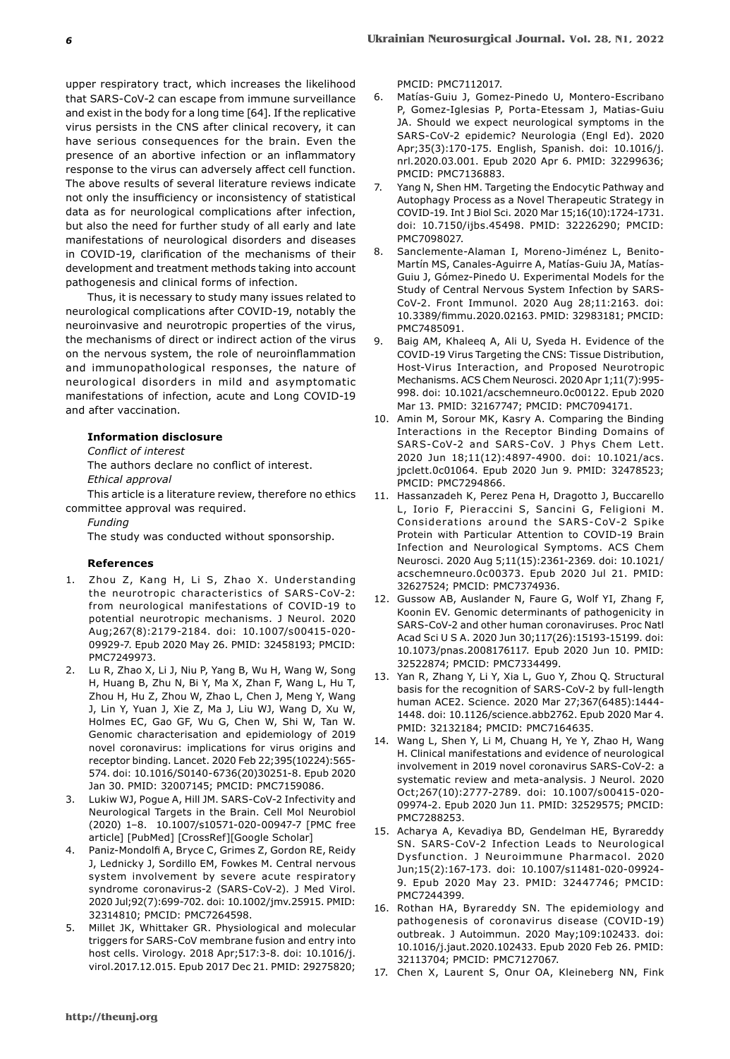upper respiratory tract, which increases the likelihood that SARS-CoV-2 can escape from immune surveillance and exist in the body for a long time [64]. If the replicative virus persists in the CNS after clinical recovery, it can have serious consequences for the brain. Even the presence of an abortive infection or an inflammatory response to the virus can adversely affect cell function. The above results of several literature reviews indicate not only the insufficiency or inconsistency of statistical data as for neurological complications after infection, but also the need for further study of all early and late manifestations of neurological disorders and diseases in COVID-19, clarification of the mechanisms of their development and treatment methods taking into account pathogenesis and clinical forms of infection.

Thus, it is necessary to study many issues related to neurological complications after COVID-19, notably the neuroinvasive and neurotropic properties of the virus, the mechanisms of direct or indirect action of the virus on the nervous system, the role of neuroinflammation and immunopathological responses, the nature of neurological disorders in mild and asymptomatic manifestations of infection, acute and Long COVID-19 and after vaccination.

#### Information disclosure

*Conflict of interest*

The authors declare no conflict of interest.

*Ethical approval*

This article is a literature review, therefore no ethics committee approval was required.

*Funding*

The study was conducted without sponsorship.

#### References

1. Zhou Z, Kang H, Li S, Zhao X. Understanding the neurotropic characteristics of SARS-CoV-2: from neurological manifestations of COVID-19 to potential neurotropic mechanisms. J Neurol. 2020 Aug;267(8):2179-2184. doi: 10.1007/s00415-020-09929-7. Epub 2020 May 26. PMID: 32458193; PMCID: PMC7249973.
2. Lu R, Zhao X, Li J, Niu P, Yang B, Wu H, Wang W, Song H, Huang B, Zhu N, Bi Y, Ma X, Zhan F, Wang L, Hu T, Zhou H, Hu Z, Zhou W, Zhao L, Chen J, Meng Y, Wang J, Lin Y, Yuan J, Xie Z, Ma J, Liu WJ, Wang D, Xu W, Holmes EC, Gao GF, Wu G, Chen W, Shi W, Tan W. Genomic characterisation and epidemiology of 2019 novel coronavirus: implications for virus origins and receptor binding. Lancet. 2020 Feb 22;395(10224):565-574. doi: 10.1016/S0140-6736(20)30251-8. Epub 2020 Jan 30. PMID: 32007145; PMCID: PMC7159086.
3. Lukiw WJ, Pogue A, Hill JM. SARS-CoV-2 Infectivity and Neurological Targets in the Brain. Cell Mol Neurobiol (2020) 1–8. 10.1007/s10571-020-00947-7 [PMC free article] [PubMed] [CrossRef][Google Scholar]
4. Paniz-Mondolfi A, Bryce C, Grimes Z, Gordon RE, Reidy J, Lednicky J, Sordillo EM, Fowkes M. Central nervous system involvement by severe acute respiratory syndrome coronavirus-2 (SARS-CoV-2). J Med Virol. 2020 Jul;92(7):699-702. doi: 10.1002/jmv.25915. PMID: 32314810; PMCID: PMC7264598.
5. Millet JK, Whittaker GR. Physiological and molecular triggers for SARS-CoV membrane fusion and entry into host cells. Virology. 2018 Apr;517:3-8. doi: 10.1016/j.virol.2017.12.015. Epub 2017 Dec 21. PMID: 29275820; PMCID: PMC7112017.
6. Matías-Guiu J, Gomez-Pinedo U, Montero-Escribano P, Gomez-Iglesias P, Porta-Etessam J, Matias-Guiu JA. Should we expect neurological symptoms in the SARS-CoV-2 epidemic? Neurologia (Engl Ed). 2020 Apr;35(3):170-175. English, Spanish. doi: 10.1016/j.nrl.2020.03.001. Epub 2020 Apr 6. PMID: 32299636; PMCID: PMC7136883.
7. Yang N, Shen HM. Targeting the Endocytic Pathway and Autophagy Process as a Novel Therapeutic Strategy in COVID-19. Int J Biol Sci. 2020 Mar 15;16(10):1724-1731. doi: 10.7150/ijbs.45498. PMID: 32226290; PMCID: PMC7098027.
8. Sanclemente-Alaman I, Moreno-Jiménez L, Benito-Martín MS, Canales-Aguirre A, Matías-Guiu JA, Matías-Guiu J, Gómez-Pinedo U. Experimental Models for the Study of Central Nervous System Infection by SARS-CoV-2. Front Immunol. 2020 Aug 28;11:2163. doi: 10.3389/fimmu.2020.02163. PMID: 32983181; PMCID: PMC7485091.
9. Baig AM, Khaleeq A, Ali U, Syeda H. Evidence of the COVID-19 Virus Targeting the CNS: Tissue Distribution, Host-Virus Interaction, and Proposed Neurotropic Mechanisms. ACS Chem Neurosci. 2020 Apr 1;11(7):995-998. doi: 10.1021/acschemneuro.0c00122. Epub 2020 Mar 13. PMID: 32167747; PMCID: PMC7094171.
10. Amin M, Sorour MK, Kasry A. Comparing the Binding Interactions in the Receptor Binding Domains of SARS-CoV-2 and SARS-CoV. J Phys Chem Lett. 2020 Jun 18;11(12):4897-4900. doi: 10.1021/acs.jpclett.0c01064. Epub 2020 Jun 9. PMID: 32478523; PMCID: PMC7294866.
11. Hassanzadeh K, Perez Pena H, Dragotto J, Buccarello L, Iorio F, Pieraccini S, Sancini G, Feligioni M. Considerations around the SARS-CoV-2 Spike Protein with Particular Attention to COVID-19 Brain Infection and Neurological Symptoms. ACS Chem Neurosci. 2020 Aug 5;11(15):2361-2369. doi: 10.1021/acschemneuro.0c00373. Epub 2020 Jul 21. PMID: 32627524; PMCID: PMC7374936.
12. Gussow AB, Auslander N, Faure G, Wolf YI, Zhang F, Koonin EV. Genomic determinants of pathogenicity in SARS-CoV-2 and other human coronaviruses. Proc Natl Acad Sci U S A. 2020 Jun 30;117(26):15193-15199. doi: 10.1073/pnas.2008176117. Epub 2020 Jun 10. PMID: 32522874; PMCID: PMC7334499.
13. Yan R, Zhang Y, Li Y, Xia L, Guo Y, Zhou Q. Structural basis for the recognition of SARS-CoV-2 by full-length human ACE2. Science. 2020 Mar 27;367(6485):1444-1448. doi: 10.1126/science.abb2762. Epub 2020 Mar 4. PMID: 32132184; PMCID: PMC7164635.
14. Wang L, Shen Y, Li M, Chuang H, Ye Y, Zhao H, Wang H. Clinical manifestations and evidence of neurological involvement in 2019 novel coronavirus SARS-CoV-2: a systematic review and meta-analysis. J Neurol. 2020 Oct;267(10):2777-2789. doi: 10.1007/s00415-020-09974-2. Epub 2020 Jun 11. PMID: 32529575; PMCID: PMC7288253.
15. Acharya A, Kevadiya BD, Gendelman HE, Byrareddy SN. SARS-CoV-2 Infection Leads to Neurological Dysfunction. J Neuroimmune Pharmacol. 2020 Jun;15(2):167-173. doi: 10.1007/s11481-020-09924-9. Epub 2020 May 23. PMID: 32447746; PMCID: PMC7244399.
16. Rothan HA, Byrareddy SN. The epidemiology and pathogenesis of coronavirus disease (COVID-19) outbreak. J Autoimmun. 2020 May;109:102433. doi: 10.1016/j.jaut.2020.102433. Epub 2020 Feb 26. PMID: 32113704; PMCID: PMC7127067.
17. Chen X, Laurent S, Onur OA, Kleineberg NN, Fink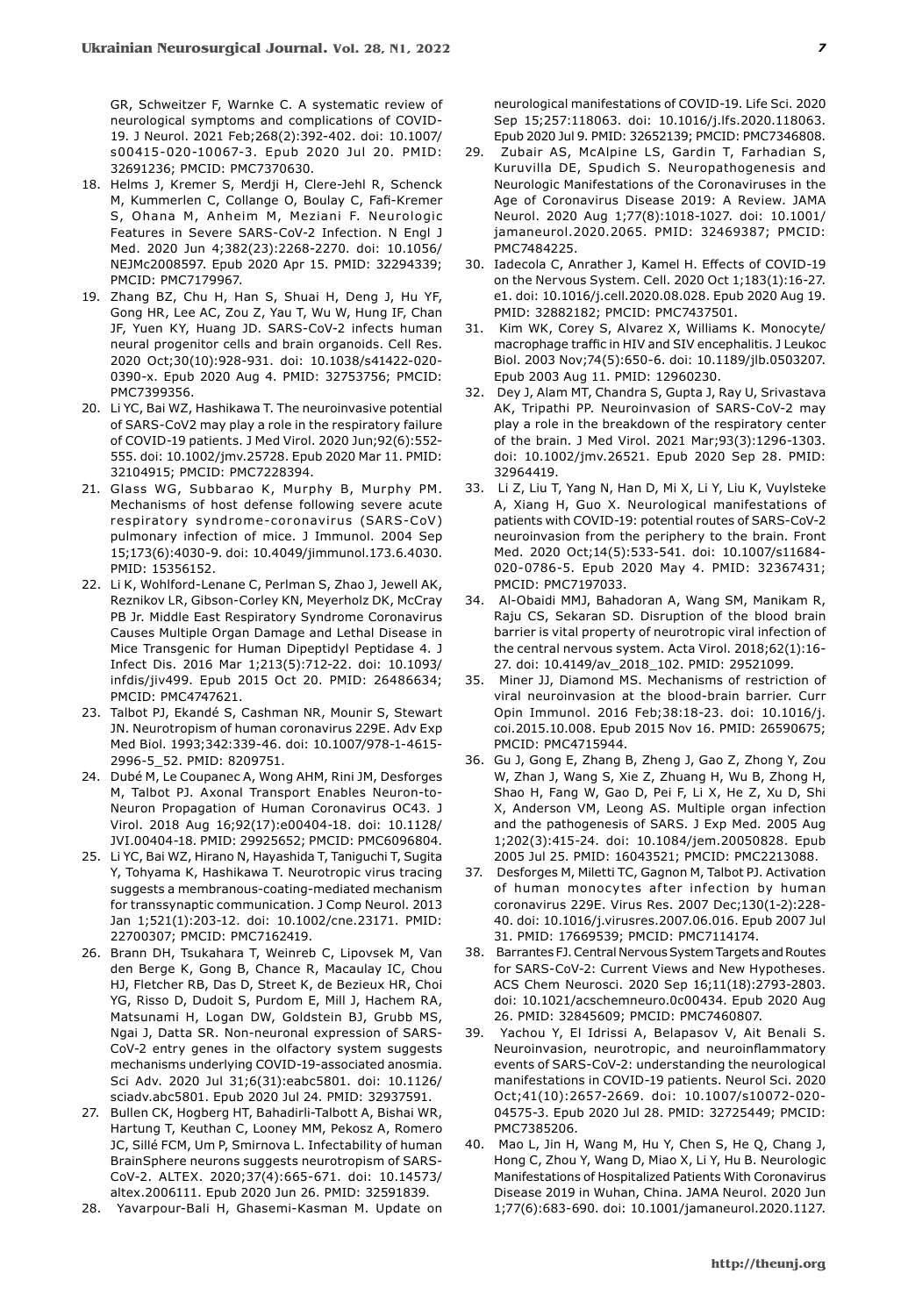GR, Schweitzer F, Warnke C. A systematic review of neurological symptoms and complications of COVID-19. J Neurol. 2021 Feb;268(2):392-402. doi: 10.1007/s00415-020-10067-3. Epub 2020 Jul 20. PMID: 32691236; PMCID: PMC7370630.

18. Helms J, Kremer S, Merdji H, Clere-Jehl R, Schenck M, Kummerlen C, Collange O, Boulay C, Fafi-Kremer S, Ohana M, Anheim M, Meziani F. Neurologic Features in Severe SARS-CoV-2 Infection. N Engl J Med. 2020 Jun 4;382(23):2268-2270. doi: 10.1056/NEJMc2008597. Epub 2020 Apr 15. PMID: 32294339; PMCID: PMC7179967.
19. Zhang BZ, Chu H, Han S, Shuai H, Deng J, Hu YF, Gong HR, Lee AC, Zou Z, Yau T, Wu W, Hung IF, Chan JF, Yuen KY, Huang JD. SARS-CoV-2 infects human neural progenitor cells and brain organoids. Cell Res. 2020 Oct;30(10):928-931. doi: 10.1038/s41422-020-0390-x. Epub 2020 Aug 4. PMID: 32753756; PMCID: PMC7399356.
20. Li YC, Bai WZ, Hashikawa T. The neuroinvasive potential of SARS-CoV2 may play a role in the respiratory failure of COVID-19 patients. J Med Virol. 2020 Jun;92(6):552-555. doi: 10.1002/jmv.25728. Epub 2020 Mar 11. PMID: 32104915; PMCID: PMC7228394.
21. Glass WG, Subbarao K, Murphy B, Murphy PM. Mechanisms of host defense following severe acute respiratory syndrome-coronavirus (SARS-CoV) pulmonary infection of mice. J Immunol. 2004 Sep 15;173(6):4030-9. doi: 10.4049/jimmunol.173.6.4030. PMID: 15356152.
22. Li K, Wohlford-Lenane C, Perlman S, Zhao J, Jewell AK, Reznikov LR, Gibson-Corley KN, Meyerholz DK, McCray PB Jr. Middle East Respiratory Syndrome Coronavirus Causes Multiple Organ Damage and Lethal Disease in Mice Transgenic for Human Dipeptidyl Peptidase 4. J Infect Dis. 2016 Mar 1;213(5):712-22. doi: 10.1093/infdis/jiv499. Epub 2015 Oct 20. PMID: 26486634; PMCID: PMC4747621.
23. Talbot PJ, Ekandé S, Cashman NR, Mounir S, Stewart JN. Neurotropism of human coronavirus 229E. Adv Exp Med Biol. 1993;342:339-46. doi: 10.1007/978-1-4615-2996-5_52. PMID: 8209751.
24. Dubé M, Le Coupanec A, Wong AHM, Rini JM, Desforges M, Talbot PJ. Axonal Transport Enables Neuron-to-Neuron Propagation of Human Coronavirus OC43. J Virol. 2018 Aug 16;92(17):e00404-18. doi: 10.1128/JVI.00404-18. PMID: 29925652; PMCID: PMC6096804.
25. Li YC, Bai WZ, Hirano N, Hayashida T, Taniguchi T, Sugita Y, Tohyama K, Hashikawa T. Neurotropic virus tracing suggests a membranous-coating-mediated mechanism for transsynaptic communication. J Comp Neurol. 2013 Jan 1;521(1):203-12. doi: 10.1002/cne.23171. PMID: 22700307; PMCID: PMC7162419.
26. Brann DH, Tsukahara T, Weinreb C, Lipovsek M, Van den Berge K, Gong B, Chance R, Macaulay IC, Chou HJ, Fletcher RB, Das D, Street K, de Bezieux HR, Choi YG, Risso D, Dudoit S, Purdom E, Mill J, Hachem RA, Matsunami H, Logan DW, Goldstein BJ, Grubb MS, Ngai J, Datta SR. Non-neuronal expression of SARS-CoV-2 entry genes in the olfactory system suggests mechanisms underlying COVID-19-associated anosmia. Sci Adv. 2020 Jul 31;6(31):eabc5801. doi: 10.1126/sciadv.abc5801. Epub 2020 Jul 24. PMID: 32937591.
27. Bullen CK, Hogberg HT, Bahadirli-Talbott A, Bishai WR, Hartung T, Keuthan C, Looney MM, Pekosz A, Romero JC, Sillé FCM, Um P, Smirnova L. Infectability of human BrainSphere neurons suggests neurotropism of SARS-CoV-2. ALTEX. 2020;37(4):665-671. doi: 10.14573/altex.2006111. Epub 2020 Jun 26. PMID: 32591839.
28. Yavarpour-Bali H, Ghasemi-Kasman M. Update on neurological manifestations of COVID-19. Life Sci. 2020 Sep 15;257:118063. doi: 10.1016/j.lfs.2020.118063. Epub 2020 Jul 9. PMID: 32652139; PMCID: PMC7346808.
29. Zubair AS, McAlpine LS, Gardin T, Farhadian S, Kuruvilla DE, Spudich S. Neuropathogenesis and Neurologic Manifestations of the Coronaviruses in the Age of Coronavirus Disease 2019: A Review. JAMA Neurol. 2020 Aug 1;77(8):1018-1027. doi: 10.1001/jamaneurol.2020.2065. PMID: 32469387; PMCID: PMC7484225.
30. Iadecola C, Anrather J, Kamel H. Effects of COVID-19 on the Nervous System. Cell. 2020 Oct 1;183(1):16-27.e1. doi: 10.1016/j.cell.2020.08.028. Epub 2020 Aug 19. PMID: 32882182; PMCID: PMC7437501.
31. Kim WK, Corey S, Alvarez X, Williams K. Monocyte/macrophage traffic in HIV and SIV encephalitis. J Leukoc Biol. 2003 Nov;74(5):650-6. doi: 10.1189/jlb.0503207. Epub 2003 Aug 11. PMID: 12960230.
32. Dey J, Alam MT, Chandra S, Gupta J, Ray U, Srivastava AK, Tripathi PP. Neuroinvasion of SARS-CoV-2 may play a role in the breakdown of the respiratory center of the brain. J Med Virol. 2021 Mar;93(3):1296-1303. doi: 10.1002/jmv.26521. Epub 2020 Sep 28. PMID: 32964419.
33. Li Z, Liu T, Yang N, Han D, Mi X, Li Y, Liu K, Vuylsteke A, Xiang H, Guo X. Neurological manifestations of patients with COVID-19: potential routes of SARS-CoV-2 neuroinvasion from the periphery to the brain. Front Med. 2020 Oct;14(5):533-541. doi: 10.1007/s11684-020-0786-5. Epub 2020 May 4. PMID: 32367431; PMCID: PMC7197033.
34. Al-Obaidi MMJ, Bahadoran A, Wang SM, Manikam R, Raju CS, Sekaran SD. Disruption of the blood brain barrier is vital property of neurotropic viral infection of the central nervous system. Acta Virol. 2018;62(1):16-27. doi: 10.4149/av_2018_102. PMID: 29521099.
35. Miner JJ, Diamond MS. Mechanisms of restriction of viral neuroinvasion at the blood-brain barrier. Curr Opin Immunol. 2016 Feb;38:18-23. doi: 10.1016/j.coi.2015.10.008. Epub 2015 Nov 16. PMID: 26590675; PMCID: PMC4715944.
36. Gu J, Gong E, Zhang B, Zheng J, Gao Z, Zhong Y, Zou W, Zhan J, Wang S, Xie Z, Zhuang H, Wu B, Zhong H, Shao H, Fang W, Gao D, Pei F, Li X, He Z, Xu D, Shi X, Anderson VM, Leong AS. Multiple organ infection and the pathogenesis of SARS. J Exp Med. 2005 Aug 1;202(3):415-24. doi: 10.1084/jem.20050828. Epub 2005 Jul 25. PMID: 16043521; PMCID: PMC2213088.
37. Desforges M, Miletti TC, Gagnon M, Talbot PJ. Activation of human monocytes after infection by human coronavirus 229E. Virus Res. 2007 Dec;130(1-2):228-40. doi: 10.1016/j.virusres.2007.06.016. Epub 2007 Jul 31. PMID: 17669539; PMCID: PMC7114174.
38. Barrantes FJ. Central Nervous System Targets and Routes for SARS-CoV-2: Current Views and New Hypotheses. ACS Chem Neurosci. 2020 Sep 16;11(18):2793-2803. doi: 10.1021/acschemneuro.0c00434. Epub 2020 Aug 26. PMID: 32845609; PMCID: PMC7460807.
39. Yachou Y, El Idrissi A, Belapasov V, Ait Benali S. Neuroinvasion, neurotropic, and neuroinflammatory events of SARS-CoV-2: understanding the neurological manifestations in COVID-19 patients. Neurol Sci. 2020 Oct;41(10):2657-2669. doi: 10.1007/s10072-020-04575-3. Epub 2020 Jul 28. PMID: 32725449; PMCID: PMC7385206.
40. Mao L, Jin H, Wang M, Hu Y, Chen S, He Q, Chang J, Hong C, Zhou Y, Wang D, Miao X, Li Y, Hu B. Neurologic Manifestations of Hospitalized Patients With Coronavirus Disease 2019 in Wuhan, China. JAMA Neurol. 2020 Jun 1;77(6):683-690. doi: 10.1001/jamaneurol.2020.1127.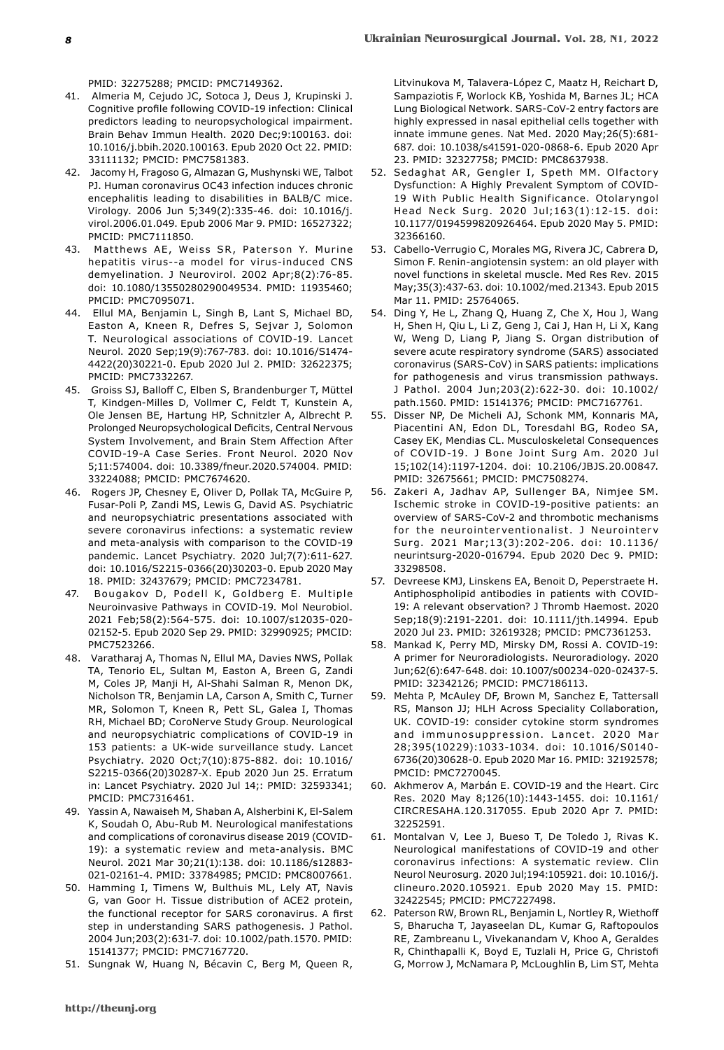PMID: 32275288; PMCID: PMC7149362.

41. Almeria M, Cejudo JC, Sotoca J, Deus J, Krupinski J. Cognitive profile following COVID-19 infection: Clinical predictors leading to neuropsychological impairment. Brain Behav Immun Health. 2020 Dec;9:100163. doi: 10.1016/j.bbih.2020.100163. Epub 2020 Oct 22. PMID: 33111132; PMCID: PMC7581383.
42. Jacomy H, Fragoso G, Almazan G, Mushynski WE, Talbot PJ. Human coronavirus OC43 infection induces chronic encephalitis leading to disabilities in BALB/C mice. Virology. 2006 Jun 5;349(2):335-46. doi: 10.1016/j.virol.2006.01.049. Epub 2006 Mar 9. PMID: 16527322; PMCID: PMC7111850.
43. Matthews AE, Weiss SR, Paterson Y. Murine hepatitis virus--a model for virus-induced CNS demyelination. J Neurovirol. 2002 Apr;8(2):76-85. doi: 10.1080/13550280290049534. PMID: 11935460; PMCID: PMC7095071.
44. Ellul MA, Benjamin L, Singh B, Lant S, Michael BD, Easton A, Kneen R, Defres S, Sejvar J, Solomon T. Neurological associations of COVID-19. Lancet Neurol. 2020 Sep;19(9):767-783. doi: 10.1016/S1474-4422(20)30221-0. Epub 2020 Jul 2. PMID: 32622375; PMCID: PMC7332267.
45. Groiss SJ, Balloff C, Elben S, Brandenburger T, Müttel T, Kindgen-Milles D, Vollmer C, Feldt T, Kunstein A, Ole Jensen BE, Hartung HP, Schnitzler A, Albrecht P. Prolonged Neuropsychological Deficits, Central Nervous System Involvement, and Brain Stem Affection After COVID-19-A Case Series. Front Neurol. 2020 Nov 5;11:574004. doi: 10.3389/fneur.2020.574004. PMID: 33224088; PMCID: PMC7674620.
46. Rogers JP, Chesney E, Oliver D, Pollak TA, McGuire P, Fusar-Poli P, Zandi MS, Lewis G, David AS. Psychiatric and neuropsychiatric presentations associated with severe coronavirus infections: a systematic review and meta-analysis with comparison to the COVID-19 pandemic. Lancet Psychiatry. 2020 Jul;7(7):611-627. doi: 10.1016/S2215-0366(20)30203-0. Epub 2020 May 18. PMID: 32437679; PMCID: PMC7234781.
47. Bougakov D, Podell K, Goldberg E. Multiple Neuroinvasive Pathways in COVID-19. Mol Neurobiol. 2021 Feb;58(2):564-575. doi: 10.1007/s12035-020-02152-5. Epub 2020 Sep 29. PMID: 32990925; PMCID: PMC7523266.
48. Varatharaj A, Thomas N, Ellul MA, Davies NWS, Pollak TA, Tenorio EL, Sultan M, Easton A, Breen G, Zandi M, Coles JP, Manji H, Al-Shahi Salman R, Menon DK, Nicholson TR, Benjamin LA, Carson A, Smith C, Turner MR, Solomon T, Kneen R, Pett SL, Galea I, Thomas RH, Michael BD; CoroNerve Study Group. Neurological and neuropsychiatric complications of COVID-19 in 153 patients: a UK-wide surveillance study. Lancet Psychiatry. 2020 Oct;7(10):875-882. doi: 10.1016/S2215-0366(20)30287-X. Epub 2020 Jun 25. Erratum in: Lancet Psychiatry. 2020 Jul 14;: PMID: 32593341; PMCID: PMC7316461.
49. Yassin A, Nawaiseh M, Shaban A, Alsherbini K, El-Salem K, Soudah O, Abu-Rub M. Neurological manifestations and complications of coronavirus disease 2019 (COVID-19): a systematic review and meta-analysis. BMC Neurol. 2021 Mar 30;21(1):138. doi: 10.1186/s12883-021-02161-4. PMID: 33784985; PMCID: PMC8007661.
50. Hamming I, Timens W, Bulthuis ML, Lely AT, Navis G, van Goor H. Tissue distribution of ACE2 protein, the functional receptor for SARS coronavirus. A first step in understanding SARS pathogenesis. J Pathol. 2004 Jun;203(2):631-7. doi: 10.1002/path.1570. PMID: 15141377; PMCID: PMC7167720.
51. Sungnak W, Huang N, Bécavin C, Berg M, Queen R, Litvinukova M, Talavera-López C, Maatz H, Reichart D, Sampaziotis F, Worlock KB, Yoshida M, Barnes JL; HCA Lung Biological Network. SARS-CoV-2 entry factors are highly expressed in nasal epithelial cells together with innate immune genes. Nat Med. 2020 May;26(5):681-687. doi: 10.1038/s41591-020-0868-6. Epub 2020 Apr 23. PMID: 32327758; PMCID: PMC8637938.
52. Sedaghat AR, Gengler I, Speth MM. Olfactory Dysfunction: A Highly Prevalent Symptom of COVID-19 With Public Health Significance. Otolaryngol Head Neck Surg. 2020 Jul;163(1):12-15. doi: 10.1177/0194599820926464. Epub 2020 May 5. PMID: 32366160.
53. Cabello-Verrugio C, Morales MG, Rivera JC, Cabrera D, Simon F. Renin-angiotensin system: an old player with novel functions in skeletal muscle. Med Res Rev. 2015 May;35(3):437-63. doi: 10.1002/med.21343. Epub 2015 Mar 11. PMID: 25764065.
54. Ding Y, He L, Zhang Q, Huang Z, Che X, Hou J, Wang H, Shen H, Qiu L, Li Z, Geng J, Cai J, Han H, Li X, Kang W, Weng D, Liang P, Jiang S. Organ distribution of severe acute respiratory syndrome (SARS) associated coronavirus (SARS-CoV) in SARS patients: implications for pathogenesis and virus transmission pathways. J Pathol. 2004 Jun;203(2):622-30. doi: 10.1002/path.1560. PMID: 15141376; PMCID: PMC7167761.
55. Disser NP, De Micheli AJ, Schonk MM, Konnaris MA, Piacentini AN, Edon DL, Toresdahl BG, Rodeo SA, Casey EK, Mendias CL. Musculoskeletal Consequences of COVID-19. J Bone Joint Surg Am. 2020 Jul 15;102(14):1197-1204. doi: 10.2106/JBJS.20.00847. PMID: 32675661; PMCID: PMC7508274.
56. Zakeri A, Jadhav AP, Sullenger BA, Nimjee SM. Ischemic stroke in COVID-19-positive patients: an overview of SARS-CoV-2 and thrombotic mechanisms for the neurointerventionalist. J Neurointerv Surg. 2021 Mar;13(3):202-206. doi: 10.1136/neurintsurg-2020-016794. Epub 2020 Dec 9. PMID: 33298508.
57. Devreese KMJ, Linskens EA, Benoit D, Peperstraete H. Antiphospholipid antibodies in patients with COVID-19: A relevant observation? J Thromb Haemost. 2020 Sep;18(9):2191-2201. doi: 10.1111/jth.14994. Epub 2020 Jul 23. PMID: 32619328; PMCID: PMC7361253.
58. Mankad K, Perry MD, Mirsky DM, Rossi A. COVID-19: A primer for Neuroradiologists. Neuroradiology. 2020 Jun;62(6):647-648. doi: 10.1007/s00234-020-02437-5. PMID: 32342126; PMCID: PMC7186113.
59. Mehta P, McAuley DF, Brown M, Sanchez E, Tattersall RS, Manson JJ; HLH Across Speciality Collaboration, UK. COVID-19: consider cytokine storm syndromes and immunosuppression. Lancet. 2020 Mar 28;395(10229):1033-1034. doi: 10.1016/S0140-6736(20)30628-0. Epub 2020 Mar 16. PMID: 32192578; PMCID: PMC7270045.
60. Akhmerov A, Marbán E. COVID-19 and the Heart. Circ Res. 2020 May 8;126(10):1443-1455. doi: 10.1161/CIRCRESAHA.120.317055. Epub 2020 Apr 7. PMID: 32252591.
61. Montalvan V, Lee J, Bueso T, De Toledo J, Rivas K. Neurological manifestations of COVID-19 and other coronavirus infections: A systematic review. Clin Neurol Neurosurg. 2020 Jul;194:105921. doi: 10.1016/j.clineuro.2020.105921. Epub 2020 May 15. PMID: 32422545; PMCID: PMC7227498.
62. Paterson RW, Brown RL, Benjamin L, Nortley R, Wiethoff S, Bharucha T, Jayaseelan DL, Kumar G, Raftopoulos RE, Zambreanu L, Vivekanandam V, Khoo A, Geraldes R, Chinthapalli K, Boyd E, Tuzlali H, Price G, Christofi G, Morrow J, McNamara P, McLoughlin B, Lim ST, Mehta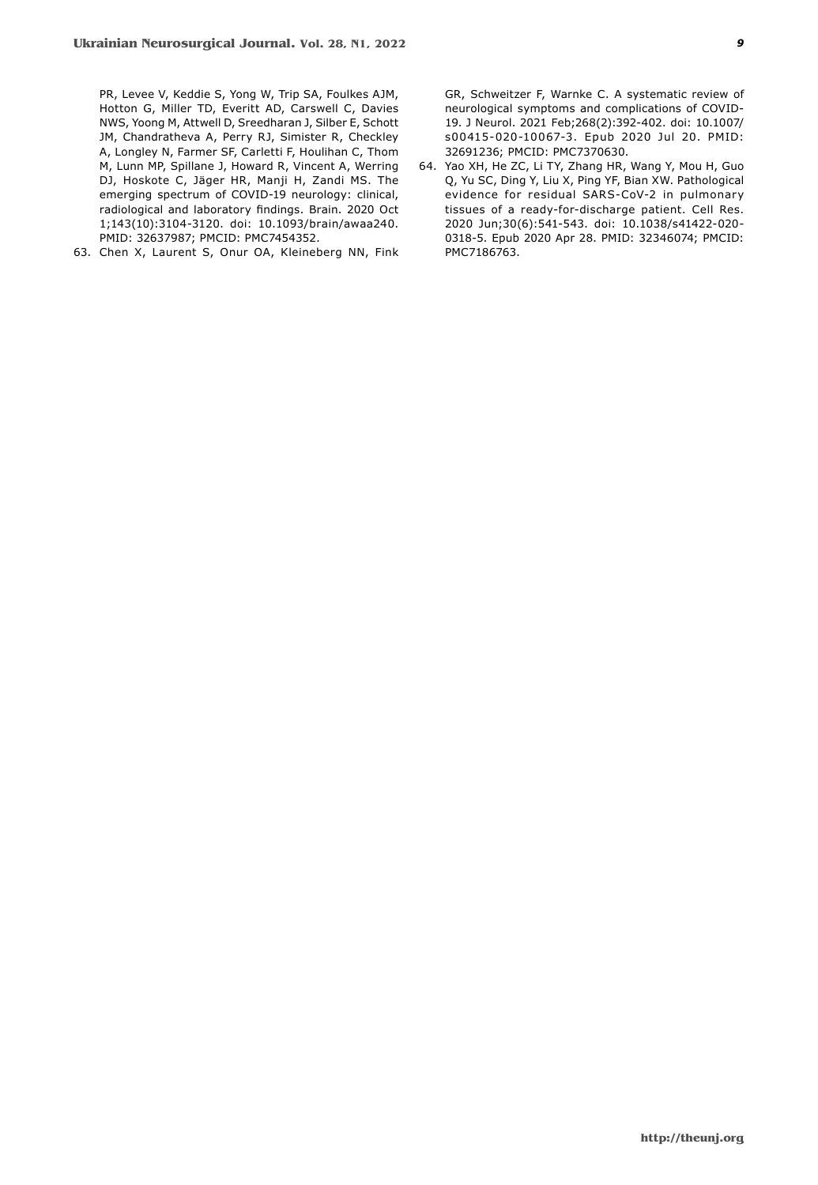PR, Levee V, Keddie S, Yong W, Trip SA, Foulkes AJM, Hotton G, Miller TD, Everitt AD, Carswell C, Davies NWS, Yoong M, Attwell D, Sreedharan J, Silber E, Schott JM, Chandratheva A, Perry RJ, Simister R, Checkley A, Longley N, Farmer SF, Carletti F, Houlihan C, Thom M, Lunn MP, Spillane J, Howard R, Vincent A, Werring DJ, Hoskote C, Jäger HR, Manji H, Zandi MS. The emerging spectrum of COVID-19 neurology: clinical, radiological and laboratory findings. Brain. 2020 Oct 1;143(10):3104-3120. doi: 10.1093/brain/awaa240. PMID: 32637987; PMCID: PMC7454352.

63. Chen X, Laurent S, Onur OA, Kleineberg NN, Fink GR, Schweitzer F, Warnke C. A systematic review of neurological symptoms and complications of COVID-19. J Neurol. 2021 Feb;268(2):392-402. doi: 10.1007/s00415-020-10067-3. Epub 2020 Jul 20. PMID: 32691236; PMCID: PMC7370630.

64. Yao XH, He ZC, Li TY, Zhang HR, Wang Y, Mou H, Guo Q, Yu SC, Ding Y, Liu X, Ping YF, Bian XW. Pathological evidence for residual SARS-CoV-2 in pulmonary tissues of a ready-for-discharge patient. Cell Res. 2020 Jun;30(6):541-543. doi: 10.1038/s41422-020-0318-5. Epub 2020 Apr 28. PMID: 32346074; PMCID: PMC7186763.